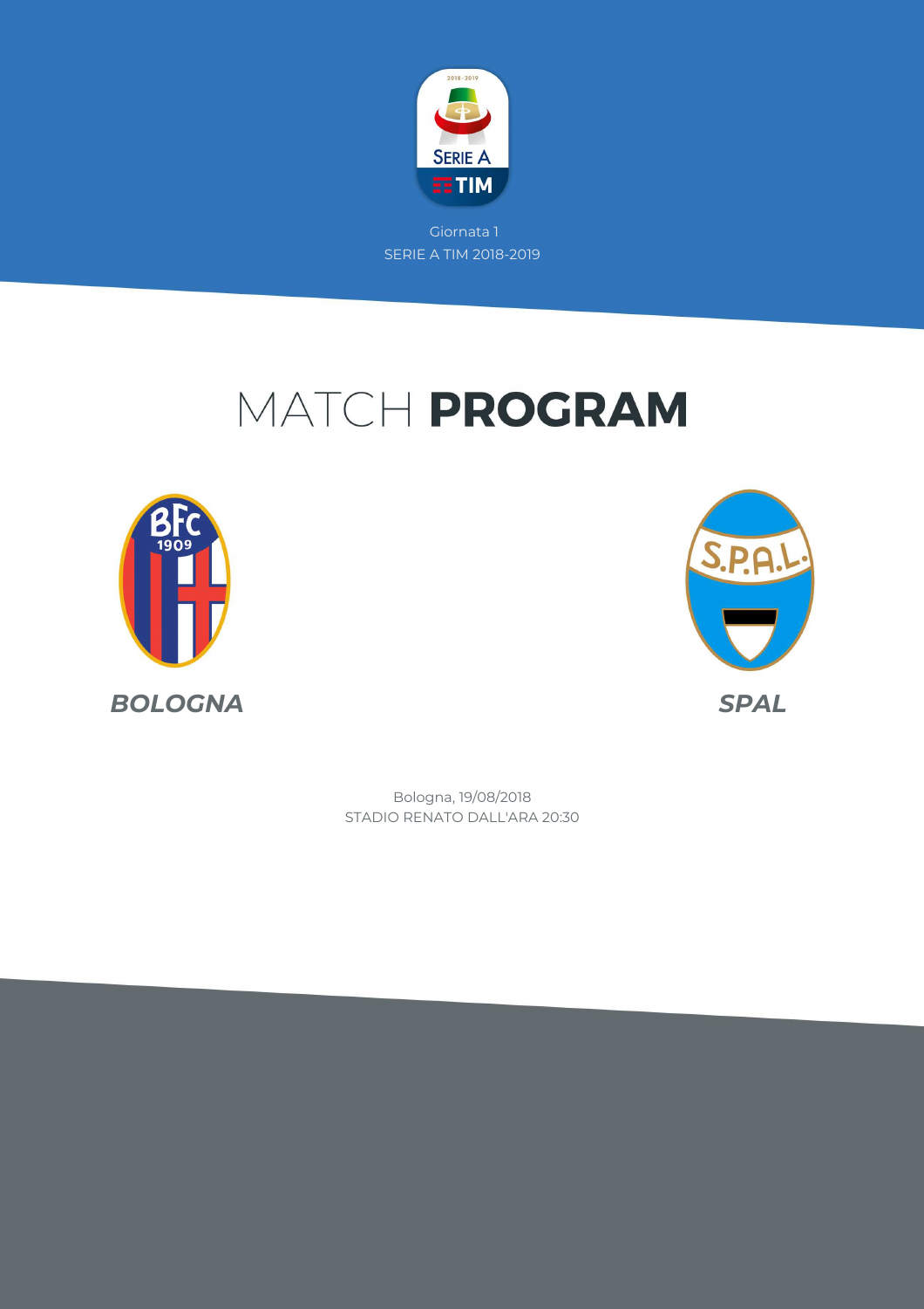Giornata 1

SERIE A TIM 2018-2019

# MATCH **PROGRAM**

***BOLOGNA***

***SPAL***

Bologna, 19/08/2018

STADIO RENATO DALL'ARA 20:30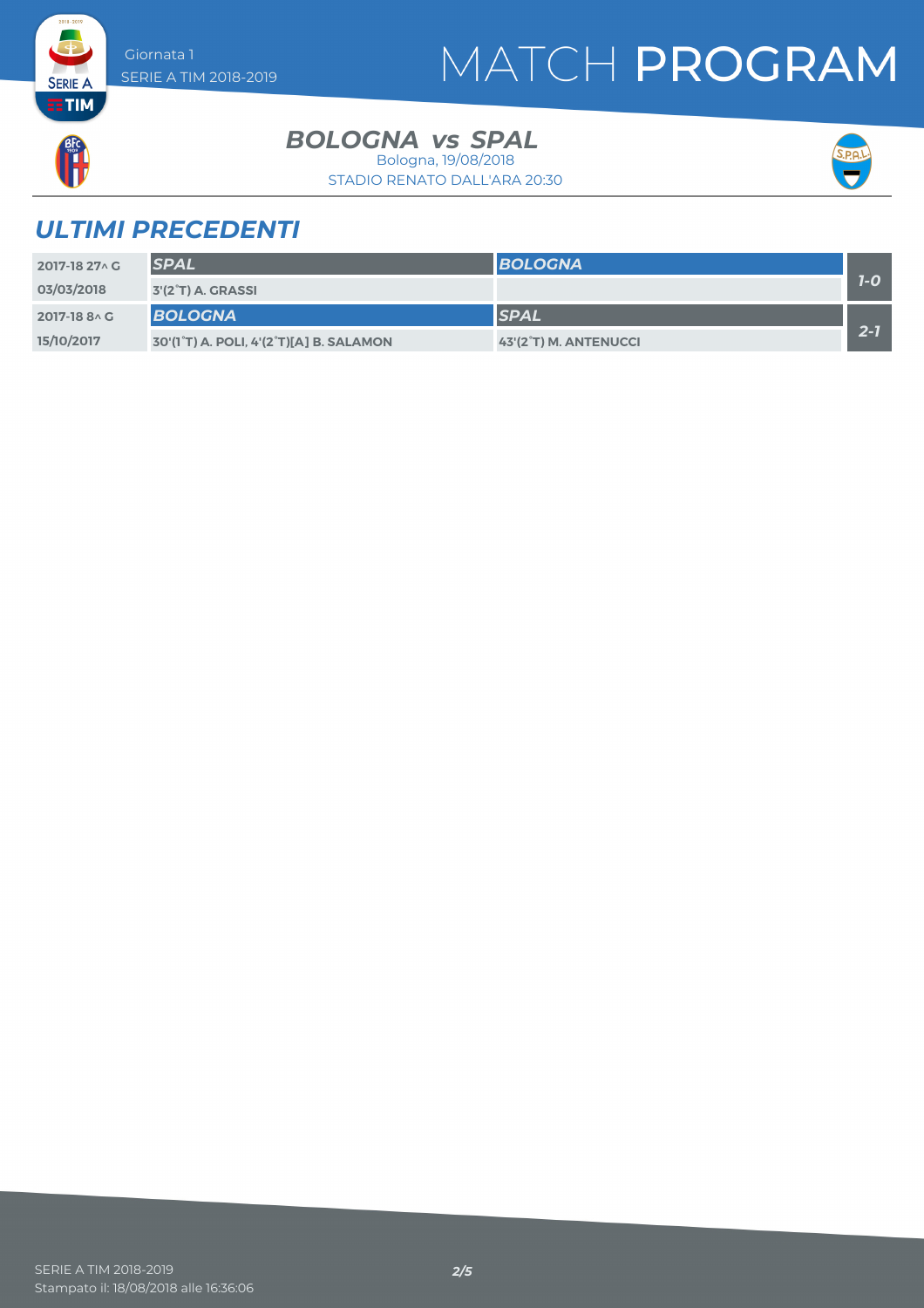# MATCH PROGRAM

Giornata 1
SERIE A TIM 2018-2019

## BOLOGNA vs SPAL

Bologna, 19/08/2018
STADIO RENATO DALL'ARA 20:30

## ULTIMI PRECEDENTI

| | | | |
|---|---|---|---|
| 2017-18 27^ G | **SPAL** | **BOLOGNA** | 1-0 |
| 03/03/2018 | 3'(2°T) A. GRASSI | | |
| 2017-18 8^ G | **BOLOGNA** | **SPAL** | 2-1 |
| 15/10/2017 | 30'(1°T) A. POLI, 4'(2°T)[A] B. SALAMON | 43'(2°T) M. ANTENUCCI | |

SERIE A TIM 2018-2019
Stampato il: 18/08/2018 alle 16:36:06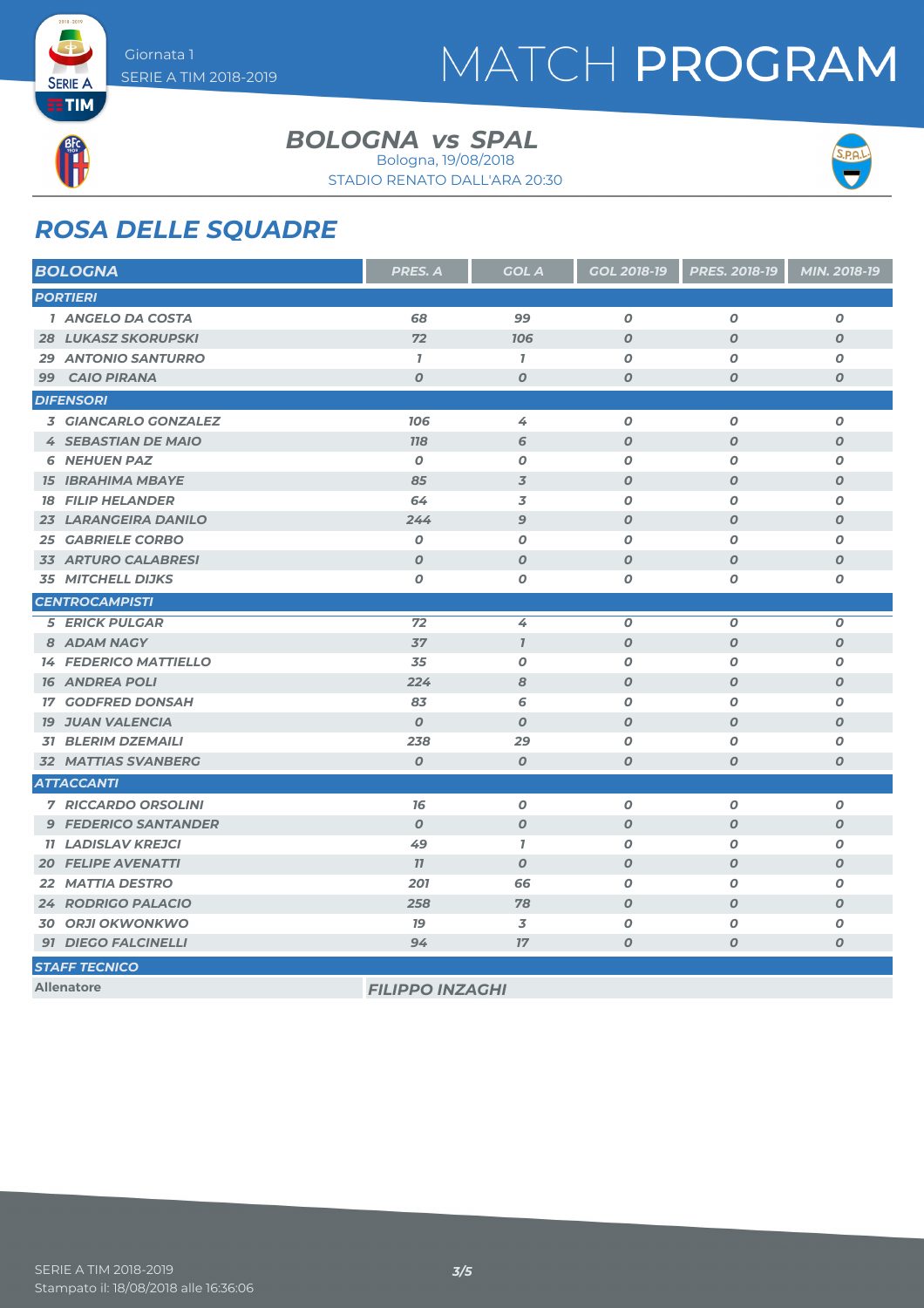Giornata 1
SERIE A TIM 2018-2019

# MATCH PROGRAM

## BOLOGNA vs SPAL

Bologna, 19/08/2018
STADIO RENATO DALL'ARA 20:30

## ROSA DELLE SQUADRE

| BOLOGNA | PRES. A | GOL A | GOL 2018-19 | PRES. 2018-19 | MIN. 2018-19 |
|---|---|---|---|---|---|
| **PORTIERI** | | | | | |
| 1 ANGELO DA COSTA | 68 | 99 | 0 | 0 | 0 |
| 28 LUKASZ SKORUPSKI | 72 | 106 | 0 | 0 | 0 |
| 29 ANTONIO SANTURRO | 1 | 1 | 0 | 0 | 0 |
| 99 CAIO PIRANA | 0 | 0 | 0 | 0 | 0 |
| **DIFENSORI** | | | | | |
| 3 GIANCARLO GONZALEZ | 106 | 4 | 0 | 0 | 0 |
| 4 SEBASTIAN DE MAIO | 118 | 6 | 0 | 0 | 0 |
| 6 NEHUEN PAZ | 0 | 0 | 0 | 0 | 0 |
| 15 IBRAHIMA MBAYE | 85 | 3 | 0 | 0 | 0 |
| 18 FILIP HELANDER | 64 | 3 | 0 | 0 | 0 |
| 23 LARANGEIRA DANILO | 244 | 9 | 0 | 0 | 0 |
| 25 GABRIELE CORBO | 0 | 0 | 0 | 0 | 0 |
| 33 ARTURO CALABRESI | 0 | 0 | 0 | 0 | 0 |
| 35 MITCHELL DIJKS | 0 | 0 | 0 | 0 | 0 |
| **CENTROCAMPISTI** | | | | | |
| 5 ERICK PULGAR | 72 | 4 | 0 | 0 | 0 |
| 8 ADAM NAGY | 37 | 1 | 0 | 0 | 0 |
| 14 FEDERICO MATTIELLO | 35 | 0 | 0 | 0 | 0 |
| 16 ANDREA POLI | 224 | 8 | 0 | 0 | 0 |
| 17 GODFRED DONSAH | 83 | 6 | 0 | 0 | 0 |
| 19 JUAN VALENCIA | 0 | 0 | 0 | 0 | 0 |
| 31 BLERIM DZEMAILI | 238 | 29 | 0 | 0 | 0 |
| 32 MATTIAS SVANBERG | 0 | 0 | 0 | 0 | 0 |
| **ATTACCANTI** | | | | | |
| 7 RICCARDO ORSOLINI | 16 | 0 | 0 | 0 | 0 |
| 9 FEDERICO SANTANDER | 0 | 0 | 0 | 0 | 0 |
| 11 LADISLAV KREJCI | 49 | 1 | 0 | 0 | 0 |
| 20 FELIPE AVENATTI | 11 | 0 | 0 | 0 | 0 |
| 22 MATTIA DESTRO | 201 | 66 | 0 | 0 | 0 |
| 24 RODRIGO PALACIO | 258 | 78 | 0 | 0 | 0 |
| 30 ORJI OKWONKWO | 19 | 3 | 0 | 0 | 0 |
| 91 DIEGO FALCINELLI | 94 | 17 | 0 | 0 | 0 |

| STAFF TECNICO | |
|---|---|
| Allenatore | FILIPPO INZAGHI |

SERIE A TIM 2018-2019
Stampato il: 18/08/2018 alle 16:36:06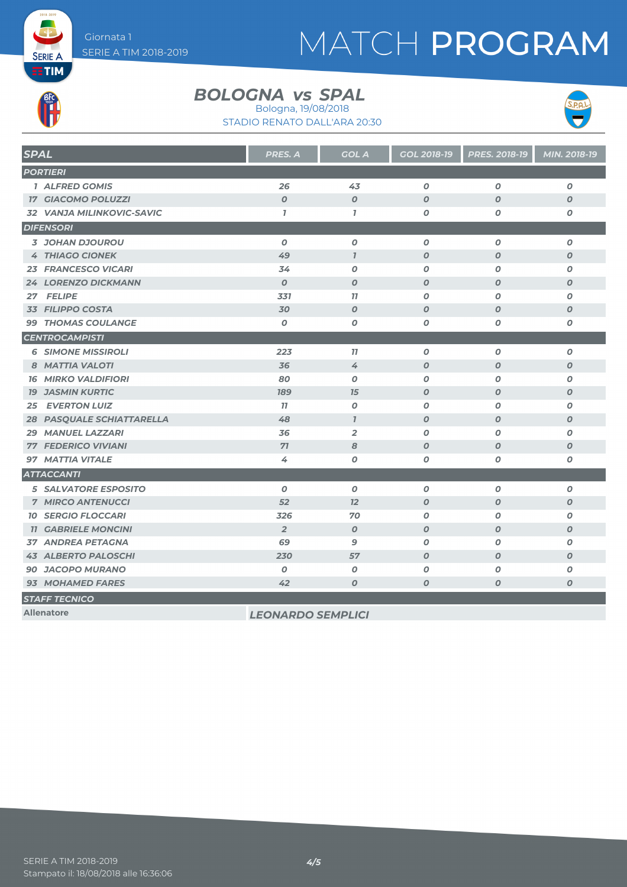# MATCH PROGRAM

Giornata 1
SERIE A TIM 2018-2019

## BOLOGNA vs SPAL

Bologna, 19/08/2018
STADIO RENATO DALL'ARA 20:30

| SPAL | PRES. A | GOL A | GOL 2018-19 | PRES. 2018-19 | MIN. 2018-19 |
|---|---|---|---|---|---|
| **PORTIERI** | | | | | |
| 1 ALFRED GOMIS | 26 | 43 | 0 | 0 | 0 |
| 17 GIACOMO POLUZZI | 0 | 0 | 0 | 0 | 0 |
| 32 VANJA MILINKOVIC-SAVIC | 1 | 1 | 0 | 0 | 0 |
| **DIFENSORI** | | | | | |
| 3 JOHAN DJOUROU | 0 | 0 | 0 | 0 | 0 |
| 4 THIAGO CIONEK | 49 | 1 | 0 | 0 | 0 |
| 23 FRANCESCO VICARI | 34 | 0 | 0 | 0 | 0 |
| 24 LORENZO DICKMANN | 0 | 0 | 0 | 0 | 0 |
| 27 FELIPE | 331 | 11 | 0 | 0 | 0 |
| 33 FILIPPO COSTA | 30 | 0 | 0 | 0 | 0 |
| 99 THOMAS COULANGE | 0 | 0 | 0 | 0 | 0 |
| **CENTROCAMPISTI** | | | | | |
| 6 SIMONE MISSIROLI | 223 | 11 | 0 | 0 | 0 |
| 8 MATTIA VALOTI | 36 | 4 | 0 | 0 | 0 |
| 16 MIRKO VALDIFIORI | 80 | 0 | 0 | 0 | 0 |
| 19 JASMIN KURTIC | 189 | 15 | 0 | 0 | 0 |
| 25 EVERTON LUIZ | 11 | 0 | 0 | 0 | 0 |
| 28 PASQUALE SCHIATTARELLA | 48 | 1 | 0 | 0 | 0 |
| 29 MANUEL LAZZARI | 36 | 2 | 0 | 0 | 0 |
| 77 FEDERICO VIVIANI | 71 | 8 | 0 | 0 | 0 |
| 97 MATTIA VITALE | 4 | 0 | 0 | 0 | 0 |
| **ATTACCANTI** | | | | | |
| 5 SALVATORE ESPOSITO | 0 | 0 | 0 | 0 | 0 |
| 7 MIRCO ANTENUCCI | 52 | 12 | 0 | 0 | 0 |
| 10 SERGIO FLOCCARI | 326 | 70 | 0 | 0 | 0 |
| 11 GABRIELE MONCINI | 2 | 0 | 0 | 0 | 0 |
| 37 ANDREA PETAGNA | 69 | 9 | 0 | 0 | 0 |
| 43 ALBERTO PALOSCHI | 230 | 57 | 0 | 0 | 0 |
| 90 JACOPO MURANO | 0 | 0 | 0 | 0 | 0 |
| 93 MOHAMED FARES | 42 | 0 | 0 | 0 | 0 |

**STAFF TECNICO**

| | |
|---|---|
| Allenatore | LEONARDO SEMPLICI |

SERIE A TIM 2018-2019
Stampato il: 18/08/2018 alle 16:36:06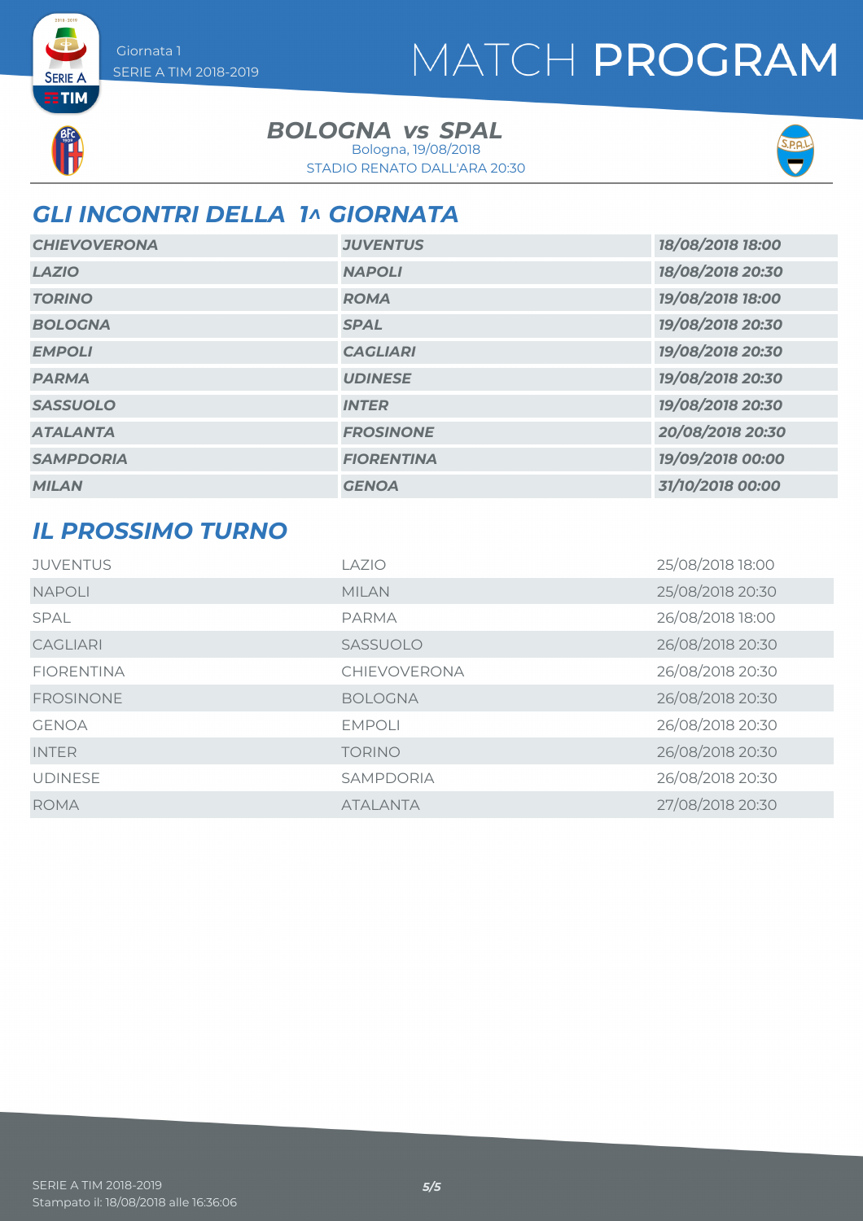# MATCH PROGRAM

Giornata 1
SERIE A TIM 2018-2019

## BOLOGNA vs SPAL

Bologna, 19/08/2018
STADIO RENATO DALL'ARA 20:30

## GLI INCONTRI DELLA 1^ GIORNATA

| | | |
|---|---|---|
| ***CHIEVOVERONA*** | ***JUVENTUS*** | ***18/08/2018 18:00*** |
| ***LAZIO*** | ***NAPOLI*** | ***18/08/2018 20:30*** |
| ***TORINO*** | ***ROMA*** | ***19/08/2018 18:00*** |
| ***BOLOGNA*** | ***SPAL*** | ***19/08/2018 20:30*** |
| ***EMPOLI*** | ***CAGLIARI*** | ***19/08/2018 20:30*** |
| ***PARMA*** | ***UDINESE*** | ***19/08/2018 20:30*** |
| ***SASSUOLO*** | ***INTER*** | ***19/08/2018 20:30*** |
| ***ATALANTA*** | ***FROSINONE*** | ***20/08/2018 20:30*** |
| ***SAMPDORIA*** | ***FIORENTINA*** | ***19/09/2018 00:00*** |
| ***MILAN*** | ***GENOA*** | ***31/10/2018 00:00*** |

## IL PROSSIMO TURNO

| | | |
|---|---|---|
| JUVENTUS | LAZIO | 25/08/2018 18:00 |
| NAPOLI | MILAN | 25/08/2018 20:30 |
| SPAL | PARMA | 26/08/2018 18:00 |
| CAGLIARI | SASSUOLO | 26/08/2018 20:30 |
| FIORENTINA | CHIEVOVERONA | 26/08/2018 20:30 |
| FROSINONE | BOLOGNA | 26/08/2018 20:30 |
| GENOA | EMPOLI | 26/08/2018 20:30 |
| INTER | TORINO | 26/08/2018 20:30 |
| UDINESE | SAMPDORIA | 26/08/2018 20:30 |
| ROMA | ATALANTA | 27/08/2018 20:30 |

SERIE A TIM 2018-2019
Stampato il: 18/08/2018 alle 16:36:06